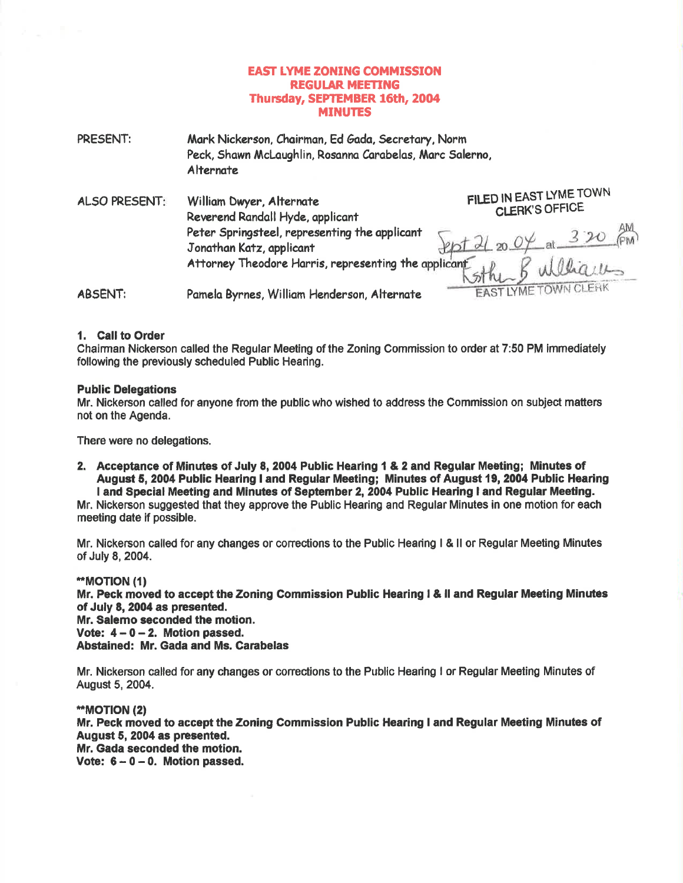# EAST LYME ZONING COMMISSION
## REGULAR MEETING
## Thursday, SEPTEMBER 16th, 2004
## MINUTES

PRESENT: Mark Nickerson, Chairman, Ed Gada, Secretary, Norm Peck, Shawn McLaughlin, Rosanna Carabelas, Marc Salerno, Alternate

ALSO PRESENT: William Dwyer, Alternate
Reverend Randall Hyde, applicant
Peter Springsteel, representing the applicant
Jonathan Katz, applicant
Attorney Theodore Harris, representing the applicant

FILED IN EAST LYME TOWN CLERK'S OFFICE
Sept 21 20 04 at 3:20 PM
Esther B Williams
EAST LYME TOWN CLERK

ABSENT: Pamela Byrnes, William Henderson, Alternate

**1. Call to Order**

Chairman Nickerson called the Regular Meeting of the Zoning Commission to order at 7:50 PM immediately following the previously scheduled Public Hearing.

**Public Delegations**

Mr. Nickerson called for anyone from the public who wished to address the Commission on subject matters not on the Agenda.

There were no delegations.

**2. Acceptance of Minutes of July 8, 2004 Public Hearing 1 & 2 and Regular Meeting; Minutes of August 5, 2004 Public Hearing I and Regular Meeting; Minutes of August 19, 2004 Public Hearing I and Special Meeting and Minutes of September 2, 2004 Public Hearing I and Regular Meeting.**

Mr. Nickerson suggested that they approve the Public Hearing and Regular Minutes in one motion for each meeting date if possible.

Mr. Nickerson called for any changes or corrections to the Public Hearing I & II or Regular Meeting Minutes of July 8, 2004.

**\*\*MOTION (1)**
**Mr. Peck moved to accept the Zoning Commission Public Hearing I & II and Regular Meeting Minutes of July 8, 2004 as presented.**
**Mr. Salerno seconded the motion.**
**Vote: 4 – 0 – 2. Motion passed.**
**Abstained: Mr. Gada and Ms. Carabelas**

Mr. Nickerson called for any changes or corrections to the Public Hearing I or Regular Meeting Minutes of August 5, 2004.

**\*\*MOTION (2)**
**Mr. Peck moved to accept the Zoning Commission Public Hearing I and Regular Meeting Minutes of August 5, 2004 as presented.**
**Mr. Gada seconded the motion.**
**Vote: 6 – 0 – 0. Motion passed.**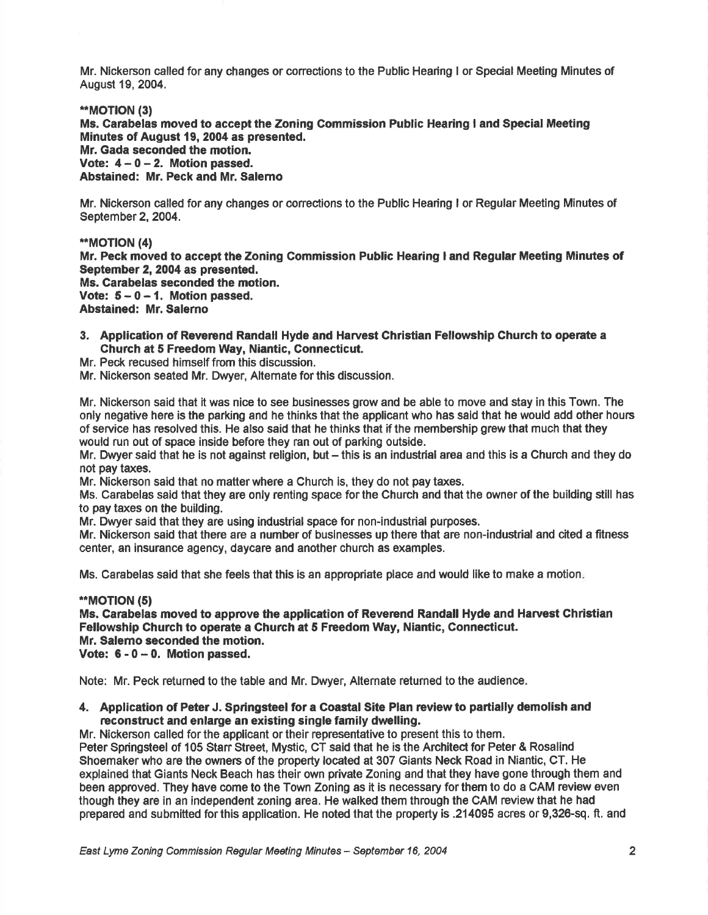Mr. Nickerson called for any changes or corrections to the Public Hearing I or Special Meeting Minutes of August 19, 2004.

****MOTION (3)**
**Ms. Carabelas moved to accept the Zoning Commission Public Hearing I and Special Meeting Minutes of August 19, 2004 as presented.**
**Mr. Gada seconded the motion.**
**Vote: 4 – 0 – 2. Motion passed.**
**Abstained: Mr. Peck and Mr. Salerno**

Mr. Nickerson called for any changes or corrections to the Public Hearing I or Regular Meeting Minutes of September 2, 2004.

****MOTION (4)**
**Mr. Peck moved to accept the Zoning Commission Public Hearing I and Regular Meeting Minutes of September 2, 2004 as presented.**
**Ms. Carabelas seconded the motion.**
**Vote: 5 – 0 – 1. Motion passed.**
**Abstained: Mr. Salerno**

3. **Application of Reverend Randall Hyde and Harvest Christian Fellowship Church to operate a Church at 5 Freedom Way, Niantic, Connecticut.**

Mr. Peck recused himself from this discussion.
Mr. Nickerson seated Mr. Dwyer, Alternate for this discussion.

Mr. Nickerson said that it was nice to see businesses grow and be able to move and stay in this Town. The only negative here is the parking and he thinks that the applicant who has said that he would add other hours of service has resolved this. He also said that he thinks that if the membership grew that much that they would run out of space inside before they ran out of parking outside.
Mr. Dwyer said that he is not against religion, but – this is an industrial area and this is a Church and they do not pay taxes.
Mr. Nickerson said that no matter where a Church is, they do not pay taxes.
Ms. Carabelas said that they are only renting space for the Church and that the owner of the building still has to pay taxes on the building.
Mr. Dwyer said that they are using industrial space for non-industrial purposes.
Mr. Nickerson said that there are a number of businesses up there that are non-industrial and cited a fitness center, an insurance agency, daycare and another church as examples.

Ms. Carabelas said that she feels that this is an appropriate place and would like to make a motion.

****MOTION (5)**
**Ms. Carabelas moved to approve the application of Reverend Randall Hyde and Harvest Christian Fellowship Church to operate a Church at 5 Freedom Way, Niantic, Connecticut.**
**Mr. Salerno seconded the motion.**
**Vote: 6 - 0 – 0. Motion passed.**

Note: Mr. Peck returned to the table and Mr. Dwyer, Alternate returned to the audience.

4. **Application of Peter J. Springsteel for a Coastal Site Plan review to partially demolish and reconstruct and enlarge an existing single family dwelling.**

Mr. Nickerson called for the applicant or their representative to present this to them.
Peter Springsteel of 105 Starr Street, Mystic, CT said that he is the Architect for Peter & Rosalind Shoemaker who are the owners of the property located at 307 Giants Neck Road in Niantic, CT. He explained that Giants Neck Beach has their own private Zoning and that they have gone through them and been approved. They have come to the Town Zoning as it is necessary for them to do a CAM review even though they are in an independent zoning area. He walked them through the CAM review that he had prepared and submitted for this application. He noted that the property is .214095 acres or 9,326-sq. ft. and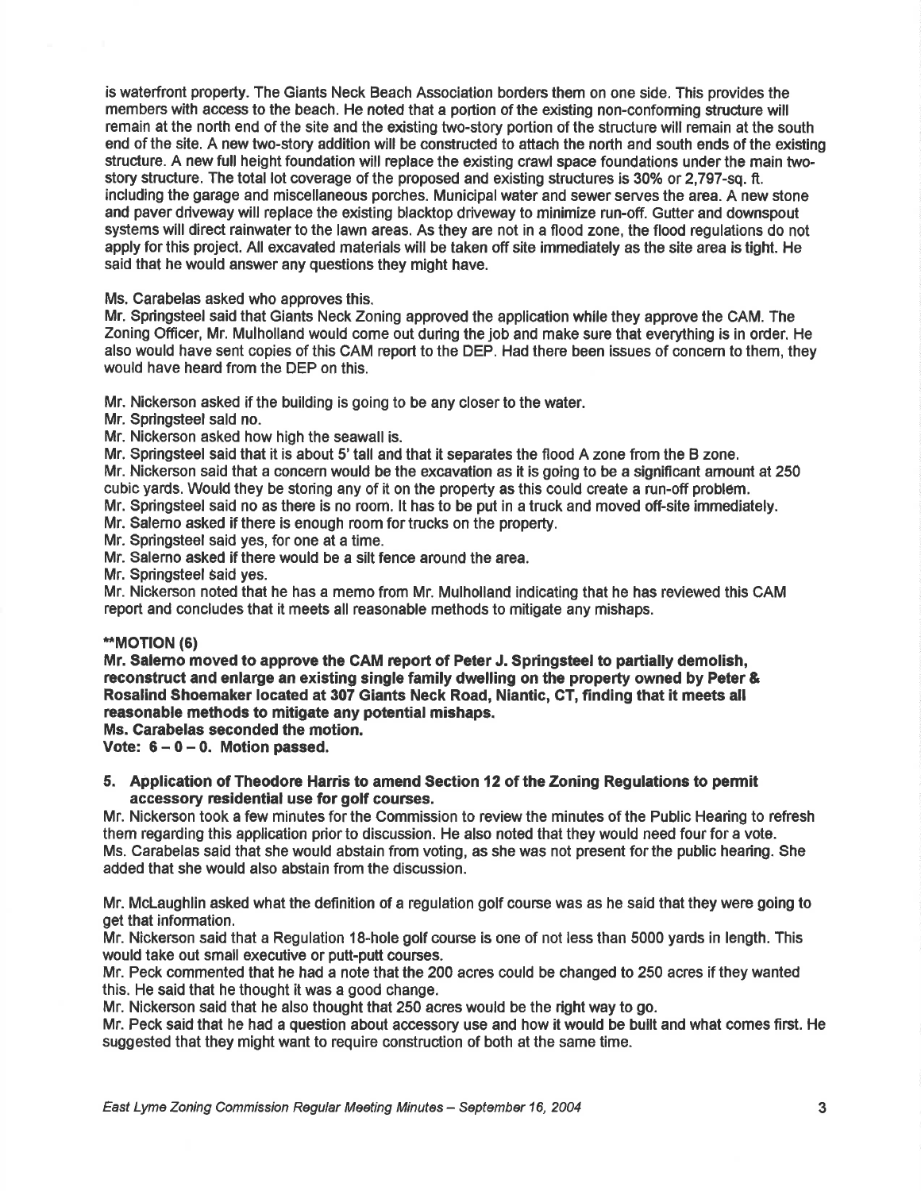is waterfront property. The Giants Neck Beach Association borders them on one side. This provides the members with access to the beach. He noted that a portion of the existing non-conforming structure will remain at the north end of the site and the existing two-story portion of the structure will remain at the south end of the site. A new two-story addition will be constructed to attach the north and south ends of the existing structure. A new full height foundation will replace the existing crawl space foundations under the main two-story structure. The total lot coverage of the proposed and existing structures is 30% or 2,797-sq. ft. including the garage and miscellaneous porches. Municipal water and sewer serves the area. A new stone and paver driveway will replace the existing blacktop driveway to minimize run-off. Gutter and downspout systems will direct rainwater to the lawn areas. As they are not in a flood zone, the flood regulations do not apply for this project. All excavated materials will be taken off site immediately as the site area is tight. He said that he would answer any questions they might have.

Ms. Carabelas asked who approves this.
Mr. Springsteel said that Giants Neck Zoning approved the application while they approve the CAM. The Zoning Officer, Mr. Mulholland would come out during the job and make sure that everything is in order. He also would have sent copies of this CAM report to the DEP. Had there been issues of concern to them, they would have heard from the DEP on this.

Mr. Nickerson asked if the building is going to be any closer to the water.
Mr. Springsteel said no.
Mr. Nickerson asked how high the seawall is.
Mr. Springsteel said that it is about 5' tall and that it separates the flood A zone from the B zone.
Mr. Nickerson said that a concern would be the excavation as it is going to be a significant amount at 250 cubic yards. Would they be storing any of it on the property as this could create a run-off problem.
Mr. Springsteel said no as there is no room. It has to be put in a truck and moved off-site immediately.
Mr. Salerno asked if there is enough room for trucks on the property.
Mr. Springsteel said yes, for one at a time.
Mr. Salerno asked if there would be a silt fence around the area.
Mr. Springsteel said yes.
Mr. Nickerson noted that he has a memo from Mr. Mulholland indicating that he has reviewed this CAM report and concludes that it meets all reasonable methods to mitigate any mishaps.

**MOTION (6)
Mr. Salerno moved to approve the CAM report of Peter J. Springsteel to partially demolish, reconstruct and enlarge an existing single family dwelling on the property owned by Peter & Rosalind Shoemaker located at 307 Giants Neck Road, Niantic, CT, finding that it meets all reasonable methods to mitigate any potential mishaps.
Ms. Carabelas seconded the motion.
Vote: 6 – 0 – 0. Motion passed.**

5. **Application of Theodore Harris to amend Section 12 of the Zoning Regulations to permit accessory residential use for golf courses.**

Mr. Nickerson took a few minutes for the Commission to review the minutes of the Public Hearing to refresh them regarding this application prior to discussion. He also noted that they would need four for a vote.
Ms. Carabelas said that she would abstain from voting, as she was not present for the public hearing. She added that she would also abstain from the discussion.

Mr. McLaughlin asked what the definition of a regulation golf course was as he said that they were going to get that information.
Mr. Nickerson said that a Regulation 18-hole golf course is one of not less than 5000 yards in length. This would take out small executive or putt-putt courses.
Mr. Peck commented that he had a note that the 200 acres could be changed to 250 acres if they wanted this. He said that he thought it was a good change.
Mr. Nickerson said that he also thought that 250 acres would be the right way to go.
Mr. Peck said that he had a question about accessory use and how it would be built and what comes first. He suggested that they might want to require construction of both at the same time.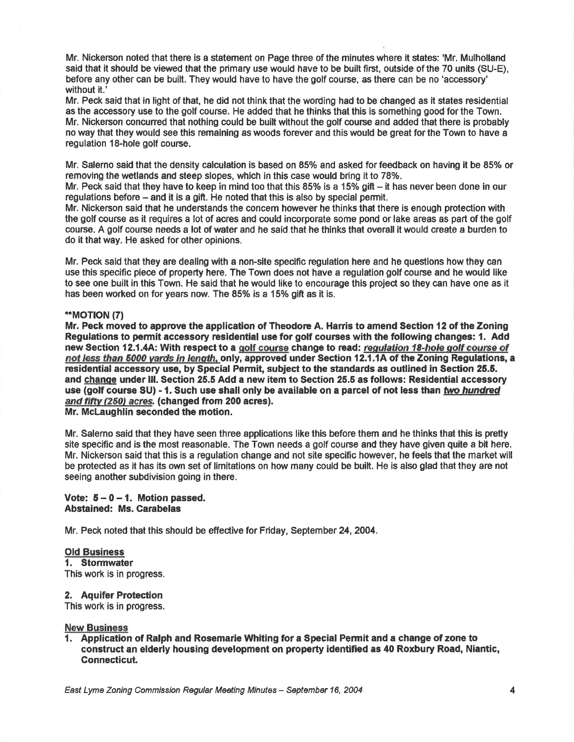Mr. Nickerson noted that there is a statement on Page three of the minutes where it states: 'Mr. Mulholland said that it should be viewed that the primary use would have to be built first, outside of the 70 units (SU-E), before any other can be built. They would have to have the golf course, as there can be no 'accessory' without it.'

Mr. Peck said that in light of that, he did not think that the wording had to be changed as it states residential as the accessory use to the golf course. He added that he thinks that this is something good for the Town. Mr. Nickerson concurred that nothing could be built without the golf course and added that there is probably no way that they would see this remaining as woods forever and this would be great for the Town to have a regulation 18-hole golf course.

Mr. Salerno said that the density calculation is based on 85% and asked for feedback on having it be 85% or removing the wetlands and steep slopes, which in this case would bring it to 78%.

Mr. Peck said that they have to keep in mind too that this 85% is a 15% gift – it has never been done in our regulations before – and it is a gift. He noted that this is also by special permit.

Mr. Nickerson said that he understands the concern however he thinks that there is enough protection with the golf course as it requires a lot of acres and could incorporate some pond or lake areas as part of the golf course. A golf course needs a lot of water and he said that he thinks that overall it would create a burden to do it that way. He asked for other opinions.

Mr. Peck said that they are dealing with a non-site specific regulation here and he questions how they can use this specific piece of property here. The Town does not have a regulation golf course and he would like to see one built in this Town. He said that he would like to encourage this project so they can have one as it has been worked on for years now. The 85% is a 15% gift as it is.

**MOTION (7)

**Mr. Peck moved to approve the application of Theodore A. Harris to amend Section 12 of the Zoning Regulations to permit accessory residential use for golf courses with the following changes: 1. Add new Section 12.1.4A: With respect to a <u>golf course</u> change to read: *<u>regulation 18-hole golf course of not less than 5000 yards in length,</u>* only, approved under Section 12.1.1A of the Zoning Regulations, a residential accessory use, by Special Permit, subject to the standards as outlined in Section 25.5. and <u>change</u> under III. Section 25.5 Add a new item to Section 25.5 as follows: Residential accessory use (golf course SU) - 1. Such use shall only be available on a parcel of not less than *<u>two hundred and fifty (250) acres</u>*. (changed from 200 acres).**

**Mr. McLaughlin seconded the motion.**

Mr. Salerno said that they have seen three applications like this before them and he thinks that this is pretty site specific and is the most reasonable. The Town needs a golf course and they have given quite a bit here. Mr. Nickerson said that this is a regulation change and not site specific however, he feels that the market will be protected as it has its own set of limitations on how many could be built. He is also glad that they are not seeing another subdivision going in there.

**Vote: 5 – 0 – 1. Motion passed.**
**Abstained: Ms. Carabelas**

Mr. Peck noted that this should be effective for Friday, September 24, 2004.

**<u>Old Business</u>**

**1. Stormwater**

This work is in progress.

**2. Aquifer Protection**

This work is in progress.

**<u>New Business</u>**

1. **Application of Ralph and Rosemarie Whiting for a Special Permit and a change of zone to construct an elderly housing development on property identified as 40 Roxbury Road, Niantic, Connecticut.**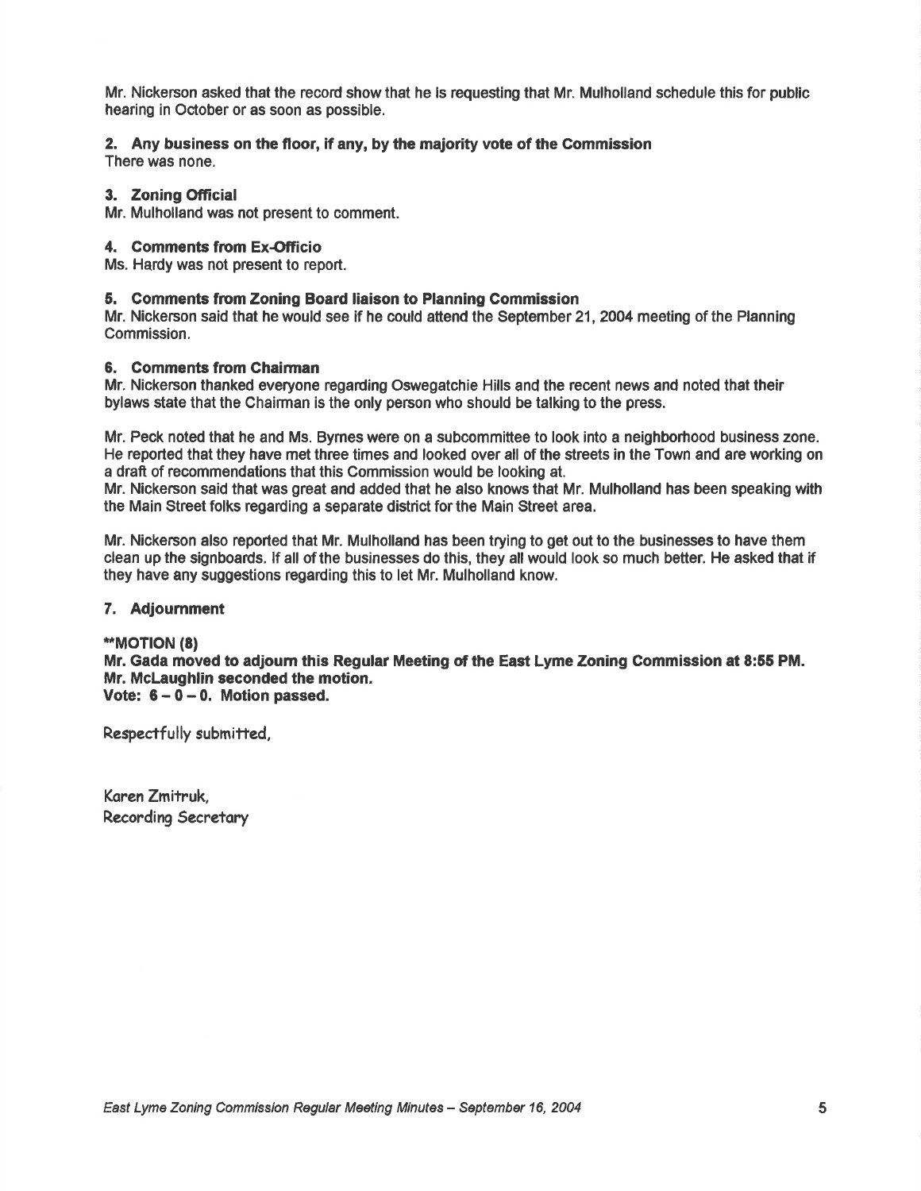Mr. Nickerson asked that the record show that he is requesting that Mr. Mulholland schedule this for public hearing in October or as soon as possible.

**2. Any business on the floor, if any, by the majority vote of the Commission**
There was none.

**3. Zoning Official**
Mr. Mulholland was not present to comment.

**4. Comments from Ex-Officio**
Ms. Hardy was not present to report.

**5. Comments from Zoning Board liaison to Planning Commission**
Mr. Nickerson said that he would see if he could attend the September 21, 2004 meeting of the Planning Commission.

**6. Comments from Chairman**
Mr. Nickerson thanked everyone regarding Oswegatchie Hills and the recent news and noted that their bylaws state that the Chairman is the only person who should be talking to the press.

Mr. Peck noted that he and Ms. Byrnes were on a subcommittee to look into a neighborhood business zone. He reported that they have met three times and looked over all of the streets in the Town and are working on a draft of recommendations that this Commission would be looking at.
Mr. Nickerson said that was great and added that he also knows that Mr. Mulholland has been speaking with the Main Street folks regarding a separate district for the Main Street area.

Mr. Nickerson also reported that Mr. Mulholland has been trying to get out to the businesses to have them clean up the signboards. If all of the businesses do this, they all would look so much better. He asked that if they have any suggestions regarding this to let Mr. Mulholland know.

**7. Adjournment**

****MOTION (8)**
**Mr. Gada moved to adjourn this Regular Meeting of the East Lyme Zoning Commission at 8:55 PM.**
**Mr. McLaughlin seconded the motion.**
**Vote: 6 – 0 – 0. Motion passed.**

Respectfully submitted,

Karen Zmitruk,
Recording Secretary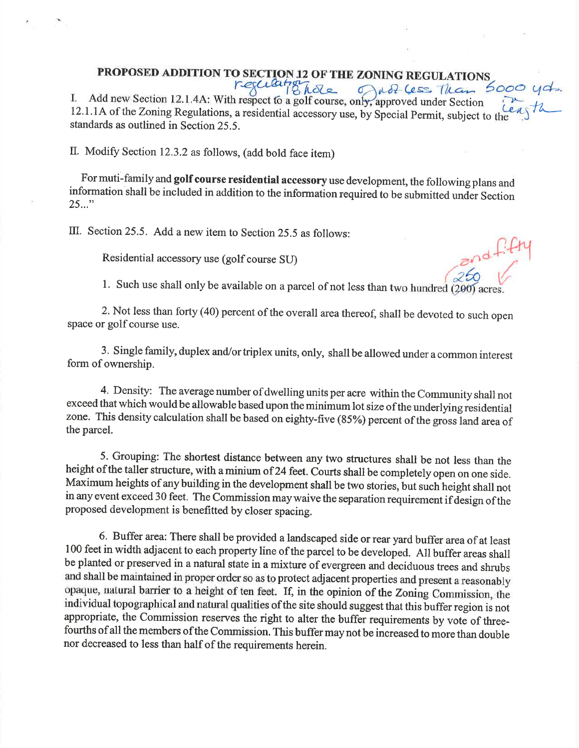## PROPOSED ADDITION TO SECTION 12 OF THE ZONING REGULATIONS

I. Add new Section 12.1.4A: With respect to a golf course, only, approved under Section 12.1.1A of the Zoning Regulations, a residential accessory use, by Special Permit, subject to the standards as outlined in Section 25.5.

*[Handwritten annotation: "regulation 18 hole and less than 5000 yd. in length"]*

II. Modify Section 12.3.2 as follows, (add bold face item)

For muti-family and **golf course residential accessory** use development, the following plans and information shall be included in addition to the information required to be submitted under Section 25..."

III. Section 25.5. Add a new item to Section 25.5 as follows:

Residential accessory use (golf course SU)

1. Such use shall only be available on a parcel of not less than two hundred (200) acres.

*[Handwritten annotation: "and fifty (250) ✓"]*

2. Not less than forty (40) percent of the overall area thereof, shall be devoted to such open space or golf course use.

3. Single family, duplex and/or triplex units, only, shall be allowed under a common interest form of ownership.

4. Density: The average number of dwelling units per acre within the Community shall not exceed that which would be allowable based upon the minimum lot size of the underlying residential zone. This density calculation shall be based on eighty-five (85%) percent of the gross land area of the parcel.

5. Grouping: The shortest distance between any two structures shall be not less than the height of the taller structure, with a minium of 24 feet. Courts shall be completely open on one side. Maximum heights of any building in the development shall be two stories, but such height shall not in any event exceed 30 feet. The Commission may waive the separation requirement if design of the proposed development is benefitted by closer spacing.

6. Buffer area: There shall be provided a landscaped side or rear yard buffer area of at least 100 feet in width adjacent to each property line of the parcel to be developed. All buffer areas shall be planted or preserved in a natural state in a mixture of evergreen and deciduous trees and shrubs and shall be maintained in proper order so as to protect adjacent properties and present a reasonably opaque, natural barrier to a height of ten feet. If, in the opinion of the Zoning Commission, the individual topographical and natural qualities of the site should suggest that this buffer region is not appropriate, the Commission reserves the right to alter the buffer requirements by vote of three-fourths of all the members of the Commission. This buffer may not be increased to more than double nor decreased to less than half of the requirements herein.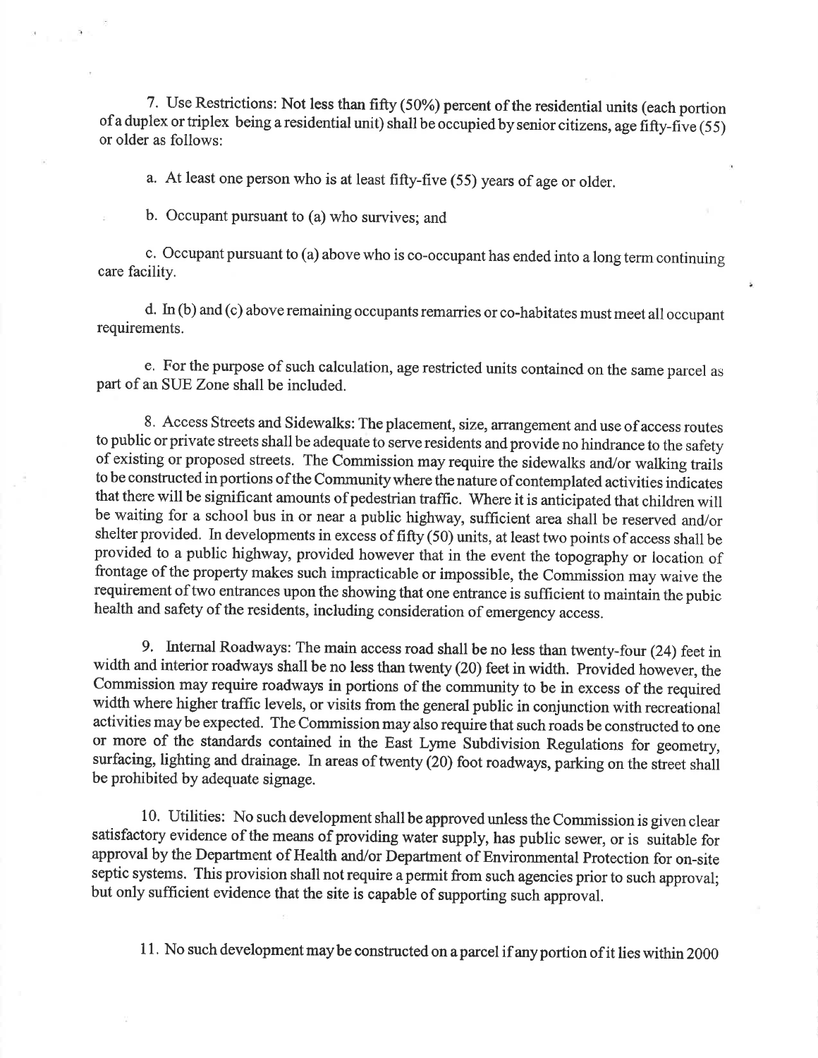7. Use Restrictions: Not less than fifty (50%) percent of the residential units (each portion of a duplex or triplex being a residential unit) shall be occupied by senior citizens, age fifty-five (55) or older as follows:

a. At least one person who is at least fifty-five (55) years of age or older.

b. Occupant pursuant to (a) who survives; and

c. Occupant pursuant to (a) above who is co-occupant has ended into a long term continuing care facility.

d. In (b) and (c) above remaining occupants remarries or co-habitates must meet all occupant requirements.

e. For the purpose of such calculation, age restricted units contained on the same parcel as part of an SUE Zone shall be included.

8. Access Streets and Sidewalks: The placement, size, arrangement and use of access routes to public or private streets shall be adequate to serve residents and provide no hindrance to the safety of existing or proposed streets. The Commission may require the sidewalks and/or walking trails to be constructed in portions of the Community where the nature of contemplated activities indicates that there will be significant amounts of pedestrian traffic. Where it is anticipated that children will be waiting for a school bus in or near a public highway, sufficient area shall be reserved and/or shelter provided. In developments in excess of fifty (50) units, at least two points of access shall be provided to a public highway, provided however that in the event the topography or location of frontage of the property makes such impracticable or impossible, the Commission may waive the requirement of two entrances upon the showing that one entrance is sufficient to maintain the pubic health and safety of the residents, including consideration of emergency access.

9. Internal Roadways: The main access road shall be no less than twenty-four (24) feet in width and interior roadways shall be no less than twenty (20) feet in width. Provided however, the Commission may require roadways in portions of the community to be in excess of the required width where higher traffic levels, or visits from the general public in conjunction with recreational activities may be expected. The Commission may also require that such roads be constructed to one or more of the standards contained in the East Lyme Subdivision Regulations for geometry, surfacing, lighting and drainage. In areas of twenty (20) foot roadways, parking on the street shall be prohibited by adequate signage.

10. Utilities: No such development shall be approved unless the Commission is given clear satisfactory evidence of the means of providing water supply, has public sewer, or is suitable for approval by the Department of Health and/or Department of Environmental Protection for on-site septic systems. This provision shall not require a permit from such agencies prior to such approval; but only sufficient evidence that the site is capable of supporting such approval.

11. No such development may be constructed on a parcel if any portion of it lies within 2000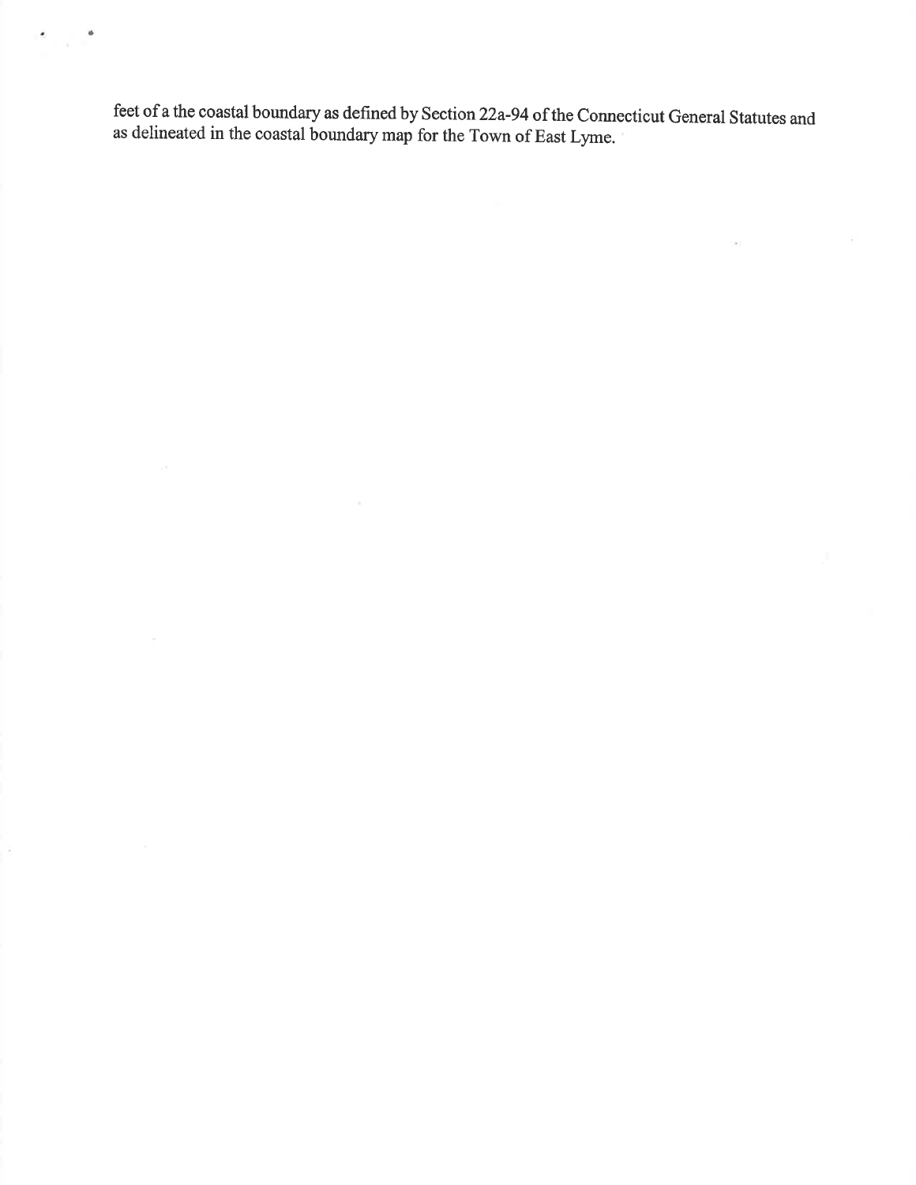feet of a the coastal boundary as defined by Section 22a-94 of the Connecticut General Statutes and as delineated in the coastal boundary map for the Town of East Lyme.